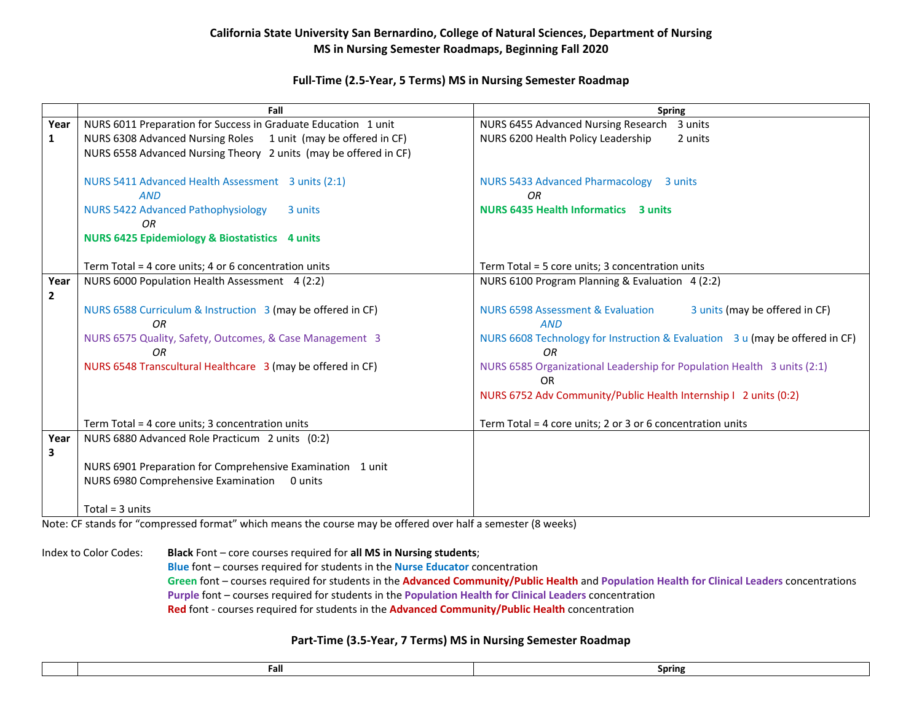**California State University San Bernardino, College of Natural Sciences, Department of Nursing**
**MS in Nursing Semester Roadmaps, Beginning Fall 2020**

### Full-Time (2.5-Year, 5 Terms) MS in Nursing Semester Roadmap

| | Fall | Spring |
|---|---|---|
| Year 1 | NURS 6011 Preparation for Success in Graduate Education 1 unit<br>NURS 6308 Advanced Nursing Roles 1 unit (may be offered in CF)<br>NURS 6558 Advanced Nursing Theory 2 units (may be offered in CF)<br><br>NURS 5411 Advanced Health Assessment 3 units (2:1)<br>*AND*<br>NURS 5422 Advanced Pathophysiology 3 units<br>*OR*<br>**NURS 6425 Epidemiology & Biostatistics 4 units**<br><br>Term Total = 4 core units; 4 or 6 concentration units | NURS 6455 Advanced Nursing Research 3 units<br>NURS 6200 Health Policy Leadership 2 units<br><br>NURS 5433 Advanced Pharmacology 3 units<br>*OR*<br>**NURS 6435 Health Informatics 3 units**<br><br>Term Total = 5 core units; 3 concentration units |
| Year 2 | NURS 6000 Population Health Assessment 4 (2:2)<br><br>NURS 6588 Curriculum & Instruction 3 (may be offered in CF)<br>*OR*<br>NURS 6575 Quality, Safety, Outcomes, & Case Management 3<br>*OR*<br>NURS 6548 Transcultural Healthcare 3 (may be offered in CF)<br><br>Term Total = 4 core units; 3 concentration units | NURS 6100 Program Planning & Evaluation 4 (2:2)<br><br>NURS 6598 Assessment & Evaluation 3 units (may be offered in CF)<br>*AND*<br>NURS 6608 Technology for Instruction & Evaluation 3 u (may be offered in CF)<br>*OR*<br>NURS 6585 Organizational Leadership for Population Health 3 units (2:1)<br>OR<br>NURS 6752 Adv Community/Public Health Internship I 2 units (0:2)<br><br>Term Total = 4 core units; 2 or 3 or 6 concentration units |
| Year 3 | NURS 6880 Advanced Role Practicum 2 units (0:2)<br><br>NURS 6901 Preparation for Comprehensive Examination 1 unit<br>NURS 6980 Comprehensive Examination 0 units<br><br>Total = 3 units | |

Note: CF stands for "compressed format" which means the course may be offered over half a semester (8 weeks)

Index to Color Codes:
- **Black** Font – core courses required for **all MS in Nursing students**;
- **Blue** font – courses required for students in the **Nurse Educator** concentration
- **Green** font – courses required for students in the **Advanced Community/Public Health** and **Population Health for Clinical Leaders** concentrations
- **Purple** font – courses required for students in the **Population Health for Clinical Leaders** concentration
- **Red** font - courses required for students in the **Advanced Community/Public Health** concentration

### Part-Time (3.5-Year, 7 Terms) MS in Nursing Semester Roadmap

| | Fall | Spring |
|---|---|---|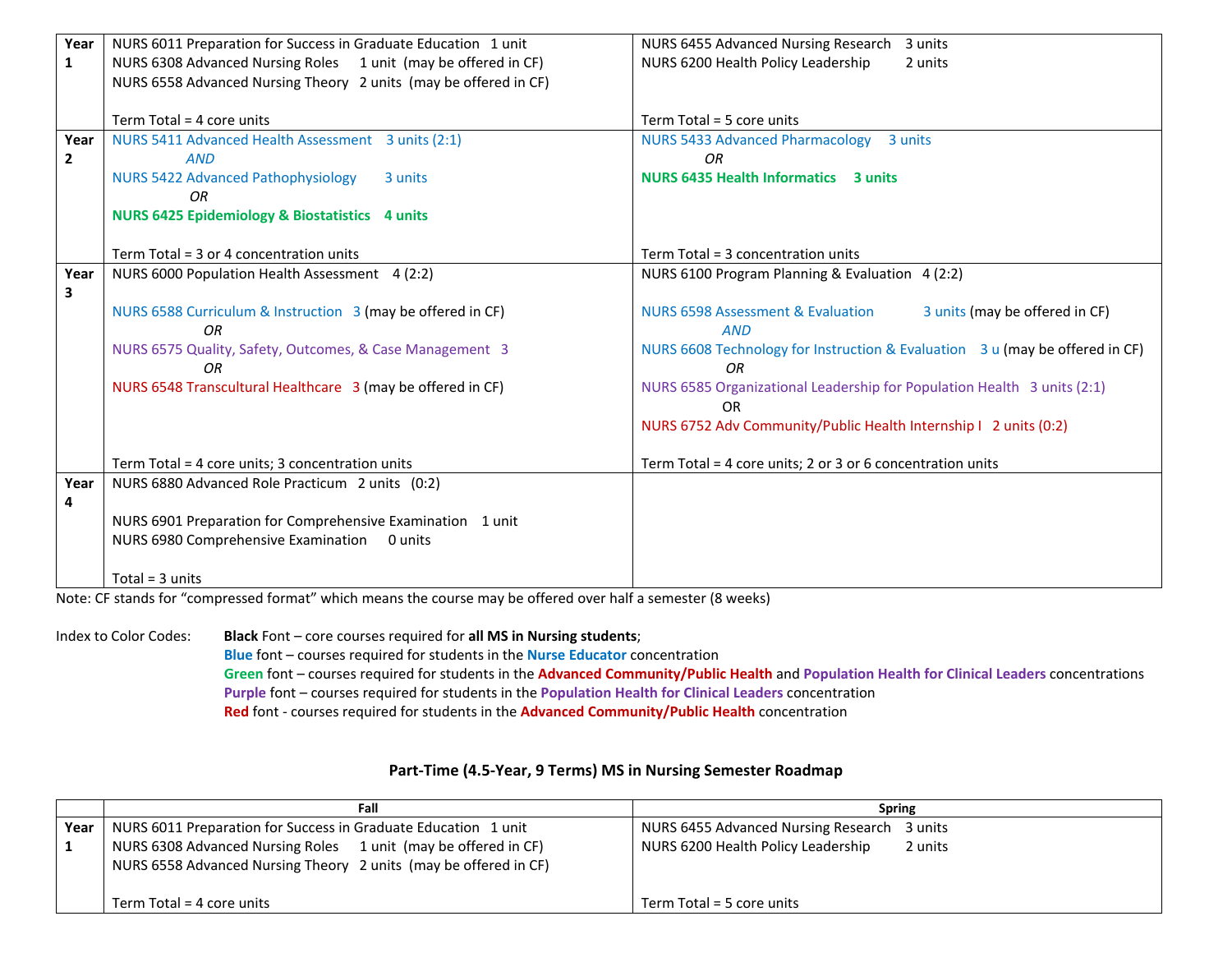| | | |
|---|---|---|
| **Year 1** | NURS 6011 Preparation for Success in Graduate Education 1 unit<br>NURS 6308 Advanced Nursing Roles 1 unit (may be offered in CF)<br>NURS 6558 Advanced Nursing Theory 2 units (may be offered in CF)<br><br>Term Total = 4 core units | NURS 6455 Advanced Nursing Research 3 units<br>NURS 6200 Health Policy Leadership 2 units<br><br>Term Total = 5 core units |
| **Year 2** | NURS 5411 Advanced Health Assessment 3 units (2:1)<br>*AND*<br>NURS 5422 Advanced Pathophysiology 3 units<br>*OR*<br>**NURS 6425 Epidemiology & Biostatistics 4 units**<br><br>Term Total = 3 or 4 concentration units | NURS 5433 Advanced Pharmacology 3 units<br>*OR*<br>**NURS 6435 Health Informatics 3 units**<br><br>Term Total = 3 concentration units |
| **Year 3** | NURS 6000 Population Health Assessment 4 (2:2)<br><br>NURS 6588 Curriculum & Instruction 3 (may be offered in CF)<br>*OR*<br>NURS 6575 Quality, Safety, Outcomes, & Case Management 3<br>*OR*<br>NURS 6548 Transcultural Healthcare 3 (may be offered in CF)<br><br>Term Total = 4 core units; 3 concentration units | NURS 6100 Program Planning & Evaluation 4 (2:2)<br><br>NURS 6598 Assessment & Evaluation 3 units (may be offered in CF)<br>*AND*<br>NURS 6608 Technology for Instruction & Evaluation 3 u (may be offered in CF)<br>*OR*<br>NURS 6585 Organizational Leadership for Population Health 3 units (2:1)<br>OR<br>NURS 6752 Adv Community/Public Health Internship I 2 units (0:2)<br><br>Term Total = 4 core units; 2 or 3 or 6 concentration units |
| **Year 4** | NURS 6880 Advanced Role Practicum 2 units (0:2)<br><br>NURS 6901 Preparation for Comprehensive Examination 1 unit<br>NURS 6980 Comprehensive Examination 0 units<br><br>Total = 3 units | |

Note: CF stands for "compressed format" which means the course may be offered over half a semester (8 weeks)

Index to Color Codes:
- **Black** Font – core courses required for **all MS in Nursing students**;
- **Blue** font – courses required for students in the **Nurse Educator** concentration
- **Green** font – courses required for students in the **Advanced Community/Public Health** and **Population Health for Clinical Leaders** concentrations
- **Purple** font – courses required for students in the **Population Health for Clinical Leaders** concentration
- **Red** font - courses required for students in the **Advanced Community/Public Health** concentration

## Part-Time (4.5-Year, 9 Terms) MS in Nursing Semester Roadmap

| | Fall | Spring |
|---|---|---|
| **Year 1** | NURS 6011 Preparation for Success in Graduate Education 1 unit<br>NURS 6308 Advanced Nursing Roles 1 unit (may be offered in CF)<br>NURS 6558 Advanced Nursing Theory 2 units (may be offered in CF)<br><br>Term Total = 4 core units | NURS 6455 Advanced Nursing Research 3 units<br>NURS 6200 Health Policy Leadership 2 units<br><br>Term Total = 5 core units |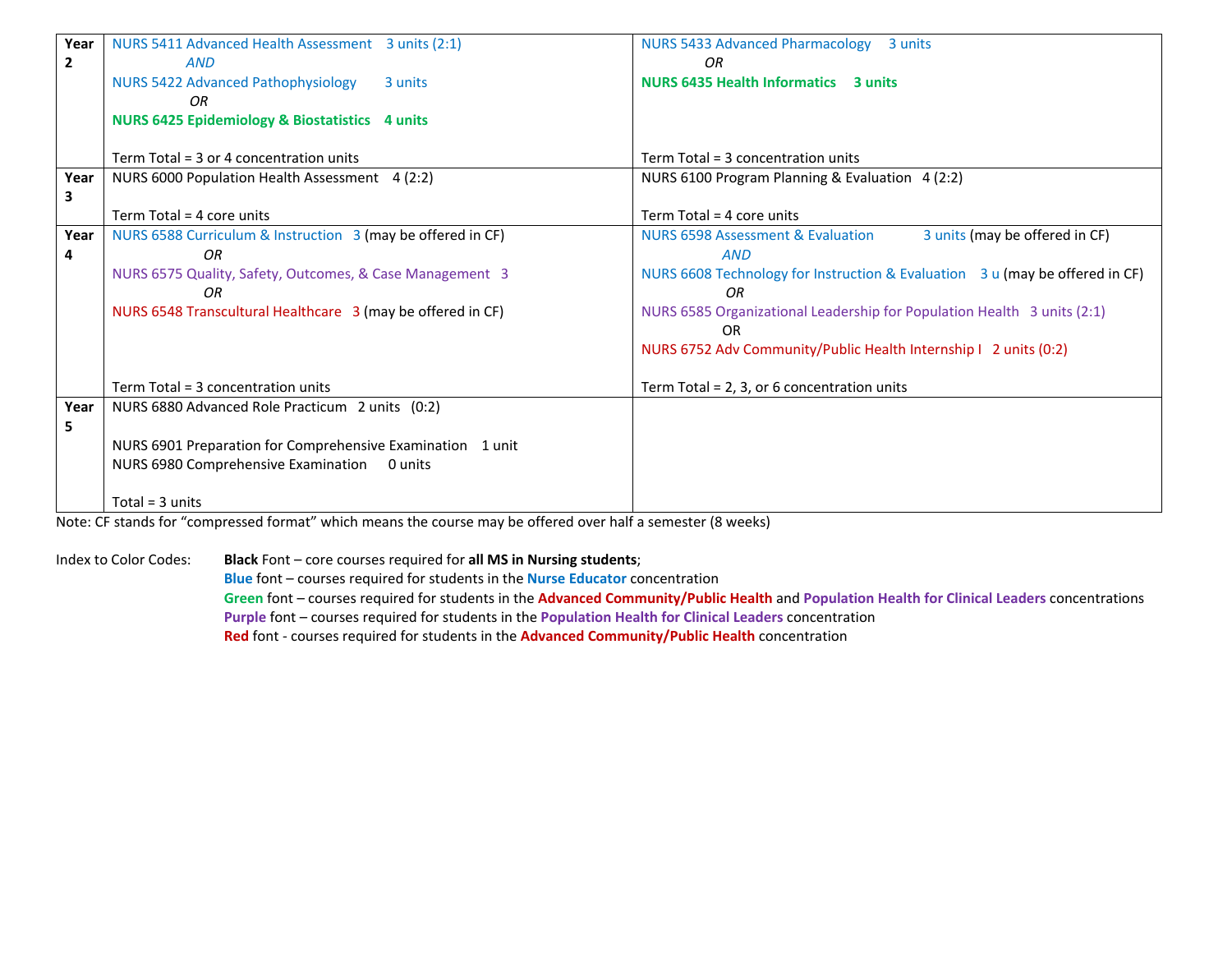| | | |
|---|---|---|
| **Year 2** | NURS 5411 Advanced Health Assessment 3 units (2:1)<br>*AND*<br>NURS 5422 Advanced Pathophysiology 3 units<br>*OR*<br>**NURS 6425 Epidemiology & Biostatistics 4 units**<br><br>Term Total = 3 or 4 concentration units | NURS 5433 Advanced Pharmacology 3 units<br>*OR*<br>**NURS 6435 Health Informatics 3 units**<br><br>Term Total = 3 concentration units |
| **Year 3** | NURS 6000 Population Health Assessment 4 (2:2)<br><br>Term Total = 4 core units | NURS 6100 Program Planning & Evaluation 4 (2:2)<br><br>Term Total = 4 core units |
| **Year 4** | NURS 6588 Curriculum & Instruction 3 (may be offered in CF)<br>*OR*<br>NURS 6575 Quality, Safety, Outcomes, & Case Management 3<br>*OR*<br>NURS 6548 Transcultural Healthcare 3 (may be offered in CF)<br><br>Term Total = 3 concentration units | NURS 6598 Assessment & Evaluation 3 units (may be offered in CF)<br>*AND*<br>NURS 6608 Technology for Instruction & Evaluation 3 u (may be offered in CF)<br>*OR*<br>NURS 6585 Organizational Leadership for Population Health 3 units (2:1)<br>OR<br>NURS 6752 Adv Community/Public Health Internship I 2 units (0:2)<br><br>Term Total = 2, 3, or 6 concentration units |
| **Year 5** | NURS 6880 Advanced Role Practicum 2 units (0:2)<br><br>NURS 6901 Preparation for Comprehensive Examination 1 unit<br>NURS 6980 Comprehensive Examination 0 units<br><br>Total = 3 units | |

Note: CF stands for "compressed format" which means the course may be offered over half a semester (8 weeks)

Index to Color Codes:

- **Black** Font – core courses required for **all MS in Nursing students**;
- **Blue** font – courses required for students in the **Nurse Educator** concentration
- **Green** font – courses required for students in the **Advanced Community/Public Health** and **Population Health for Clinical Leaders** concentrations
- **Purple** font – courses required for students in the **Population Health for Clinical Leaders** concentration
- **Red** font - courses required for students in the **Advanced Community/Public Health** concentration